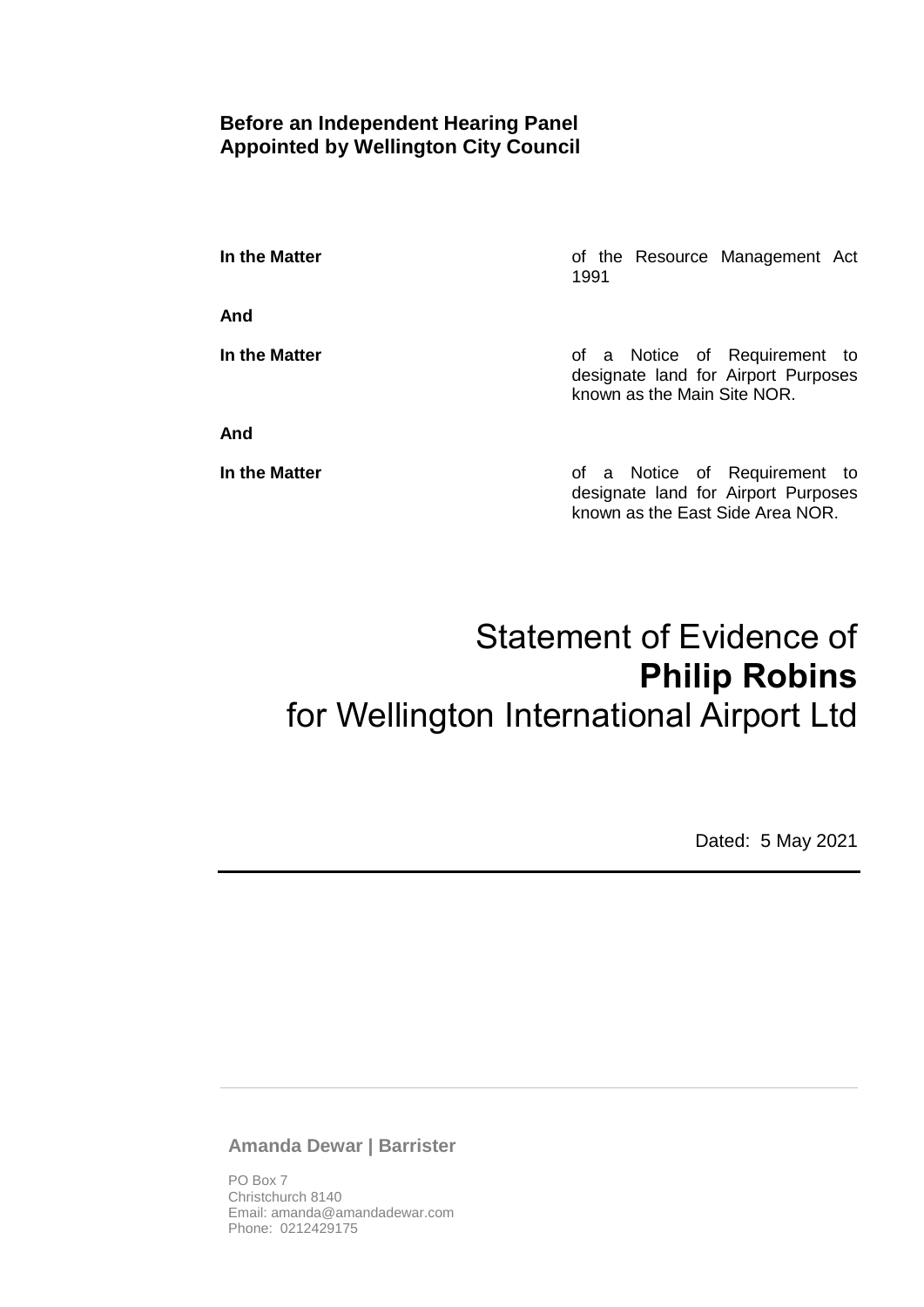**Before an Independent Hearing Panel**
**Appointed by Wellington City Council**

| | |
|---|---|
| **In the Matter** | of the Resource Management Act 1991 |
| **And** | |
| **In the Matter** | of a Notice of Requirement to designate land for Airport Purposes known as the Main Site NOR. |
| **And** | |
| **In the Matter** | of a Notice of Requirement to designate land for Airport Purposes known as the East Side Area NOR. |

# Statement of Evidence of **Philip Robins** for Wellington International Airport Ltd

Dated: 5 May 2021

---

**Amanda Dewar | Barrister**

PO Box 7
Christchurch 8140
Email: amanda@amandadewar.com
Phone: 0212429175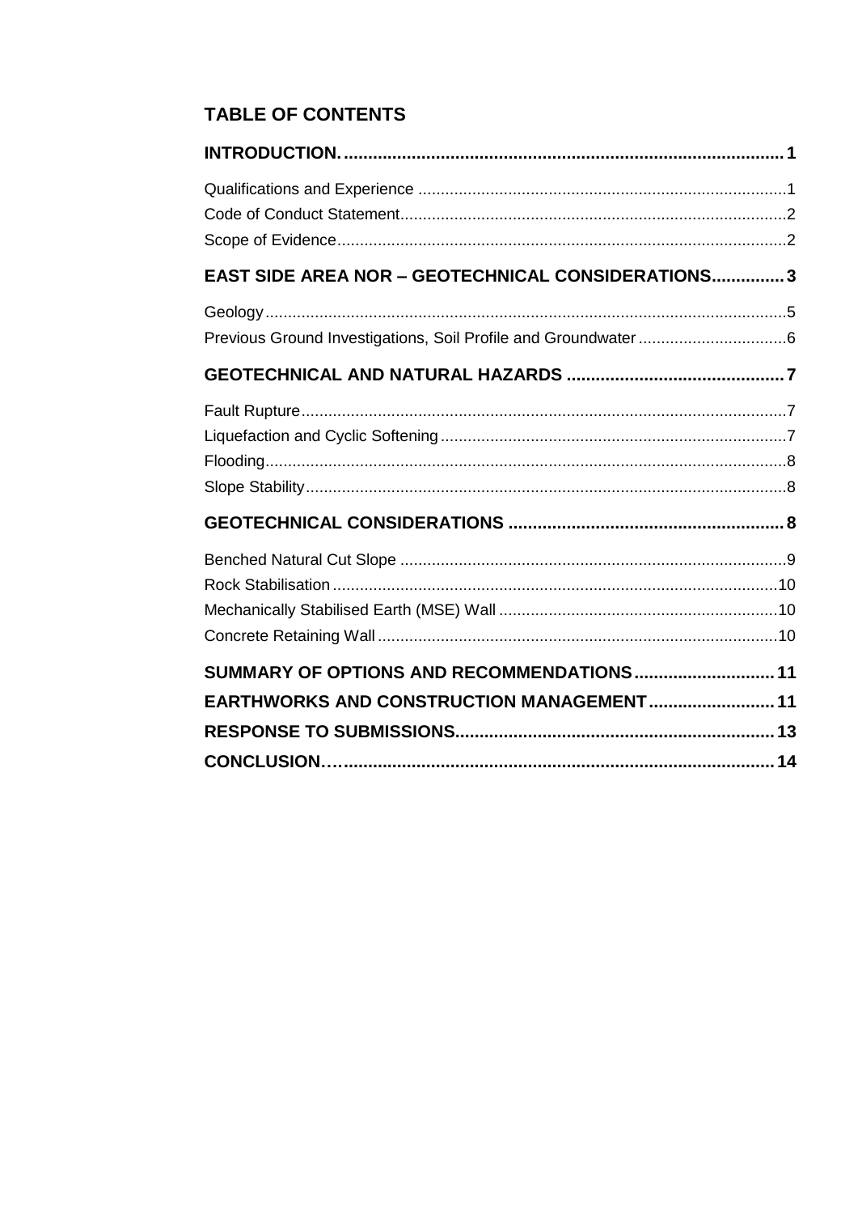## TABLE OF CONTENTS

**INTRODUCTION. .......... 1**

Qualifications and Experience .......... 1
Code of Conduct Statement .......... 2
Scope of Evidence .......... 2

**EAST SIDE AREA NOR – GEOTECHNICAL CONSIDERATIONS .......... 3**

Geology .......... 5
Previous Ground Investigations, Soil Profile and Groundwater .......... 6

**GEOTECHNICAL AND NATURAL HAZARDS .......... 7**

Fault Rupture .......... 7
Liquefaction and Cyclic Softening .......... 7
Flooding .......... 8
Slope Stability .......... 8

**GEOTECHNICAL CONSIDERATIONS .......... 8**

Benched Natural Cut Slope .......... 9
Rock Stabilisation .......... 10
Mechanically Stabilised Earth (MSE) Wall .......... 10
Concrete Retaining Wall .......... 10

**SUMMARY OF OPTIONS AND RECOMMENDATIONS .......... 11**

**EARTHWORKS AND CONSTRUCTION MANAGEMENT .......... 11**

**RESPONSE TO SUBMISSIONS .......... 13**

**CONCLUSION… .......... 14**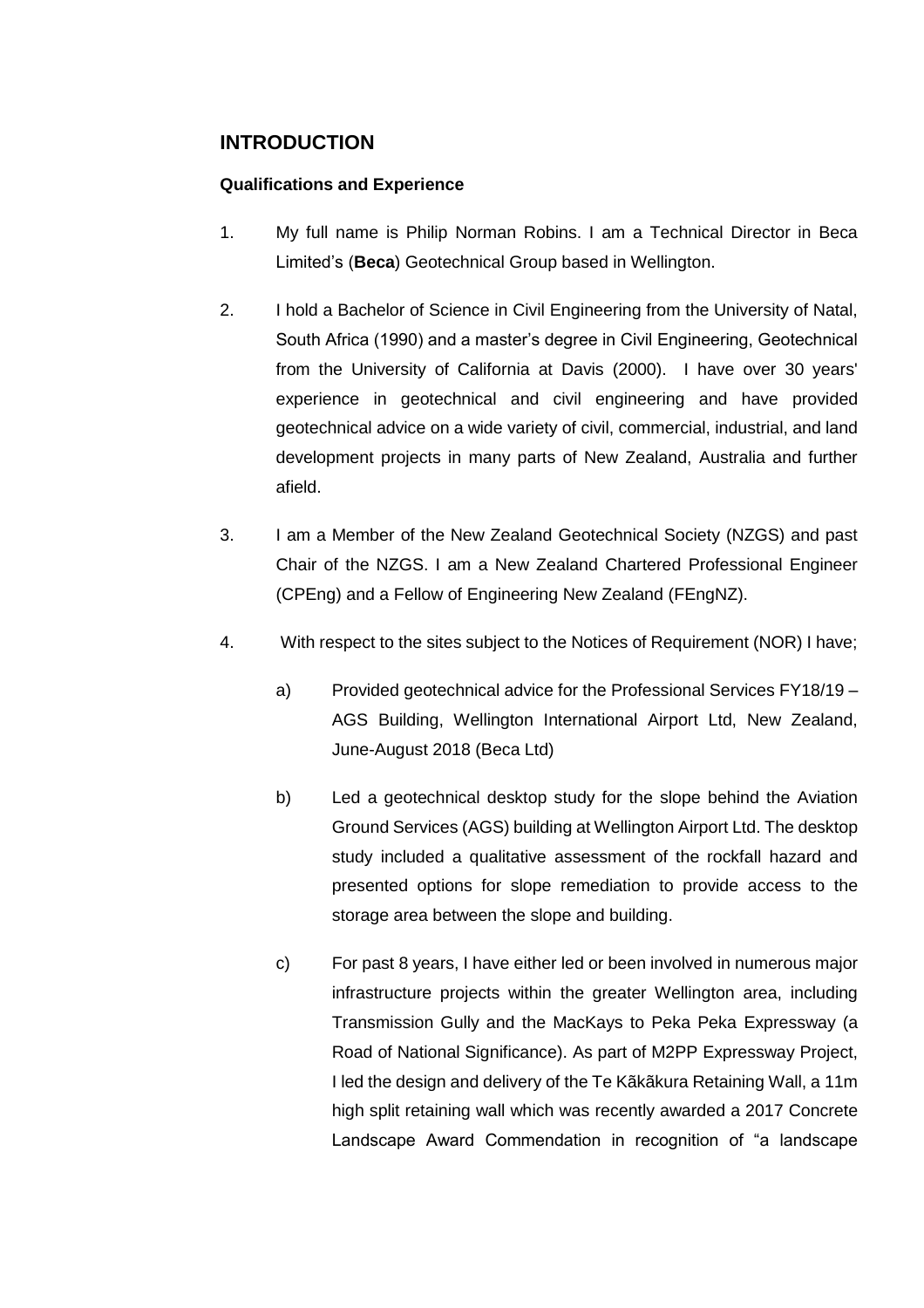## INTRODUCTION

### Qualifications and Experience

1. My full name is Philip Norman Robins. I am a Technical Director in Beca Limited's (**Beca**) Geotechnical Group based in Wellington.

2. I hold a Bachelor of Science in Civil Engineering from the University of Natal, South Africa (1990) and a master's degree in Civil Engineering, Geotechnical from the University of California at Davis (2000). I have over 30 years' experience in geotechnical and civil engineering and have provided geotechnical advice on a wide variety of civil, commercial, industrial, and land development projects in many parts of New Zealand, Australia and further afield.

3. I am a Member of the New Zealand Geotechnical Society (NZGS) and past Chair of the NZGS. I am a New Zealand Chartered Professional Engineer (CPEng) and a Fellow of Engineering New Zealand (FEngNZ).

4. With respect to the sites subject to the Notices of Requirement (NOR) I have;

   a) Provided geotechnical advice for the Professional Services FY18/19 – AGS Building, Wellington International Airport Ltd, New Zealand, June-August 2018 (Beca Ltd)

   b) Led a geotechnical desktop study for the slope behind the Aviation Ground Services (AGS) building at Wellington Airport Ltd. The desktop study included a qualitative assessment of the rockfall hazard and presented options for slope remediation to provide access to the storage area between the slope and building.

   c) For past 8 years, I have either led or been involved in numerous major infrastructure projects within the greater Wellington area, including Transmission Gully and the MacKays to Peka Peka Expressway (a Road of National Significance). As part of M2PP Expressway Project, I led the design and delivery of the Te Kãkãkura Retaining Wall, a 11m high split retaining wall which was recently awarded a 2017 Concrete Landscape Award Commendation in recognition of "a landscape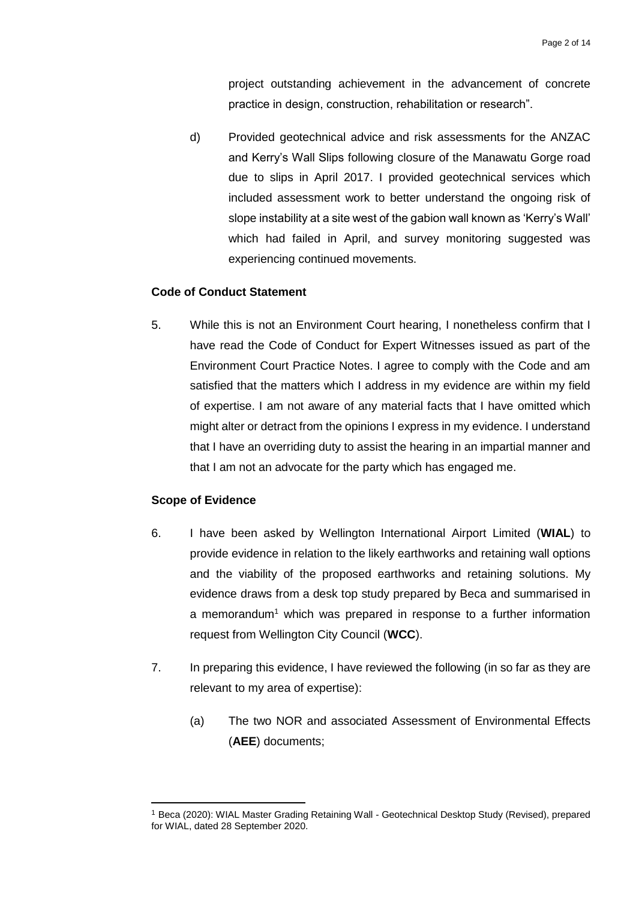project outstanding achievement in the advancement of concrete practice in design, construction, rehabilitation or research".

d) Provided geotechnical advice and risk assessments for the ANZAC and Kerry's Wall Slips following closure of the Manawatu Gorge road due to slips in April 2017. I provided geotechnical services which included assessment work to better understand the ongoing risk of slope instability at a site west of the gabion wall known as 'Kerry's Wall' which had failed in April, and survey monitoring suggested was experiencing continued movements.

**Code of Conduct Statement**

5. While this is not an Environment Court hearing, I nonetheless confirm that I have read the Code of Conduct for Expert Witnesses issued as part of the Environment Court Practice Notes. I agree to comply with the Code and am satisfied that the matters which I address in my evidence are within my field of expertise. I am not aware of any material facts that I have omitted which might alter or detract from the opinions I express in my evidence. I understand that I have an overriding duty to assist the hearing in an impartial manner and that I am not an advocate for the party which has engaged me.

**Scope of Evidence**

6. I have been asked by Wellington International Airport Limited (**WIAL**) to provide evidence in relation to the likely earthworks and retaining wall options and the viability of the proposed earthworks and retaining solutions. My evidence draws from a desk top study prepared by Beca and summarised in a memorandum[1] which was prepared in response to a further information request from Wellington City Council (**WCC**).

7. In preparing this evidence, I have reviewed the following (in so far as they are relevant to my area of expertise):

   (a) The two NOR and associated Assessment of Environmental Effects (**AEE**) documents;

---

[1] Beca (2020): WIAL Master Grading Retaining Wall - Geotechnical Desktop Study (Revised), prepared for WIAL, dated 28 September 2020.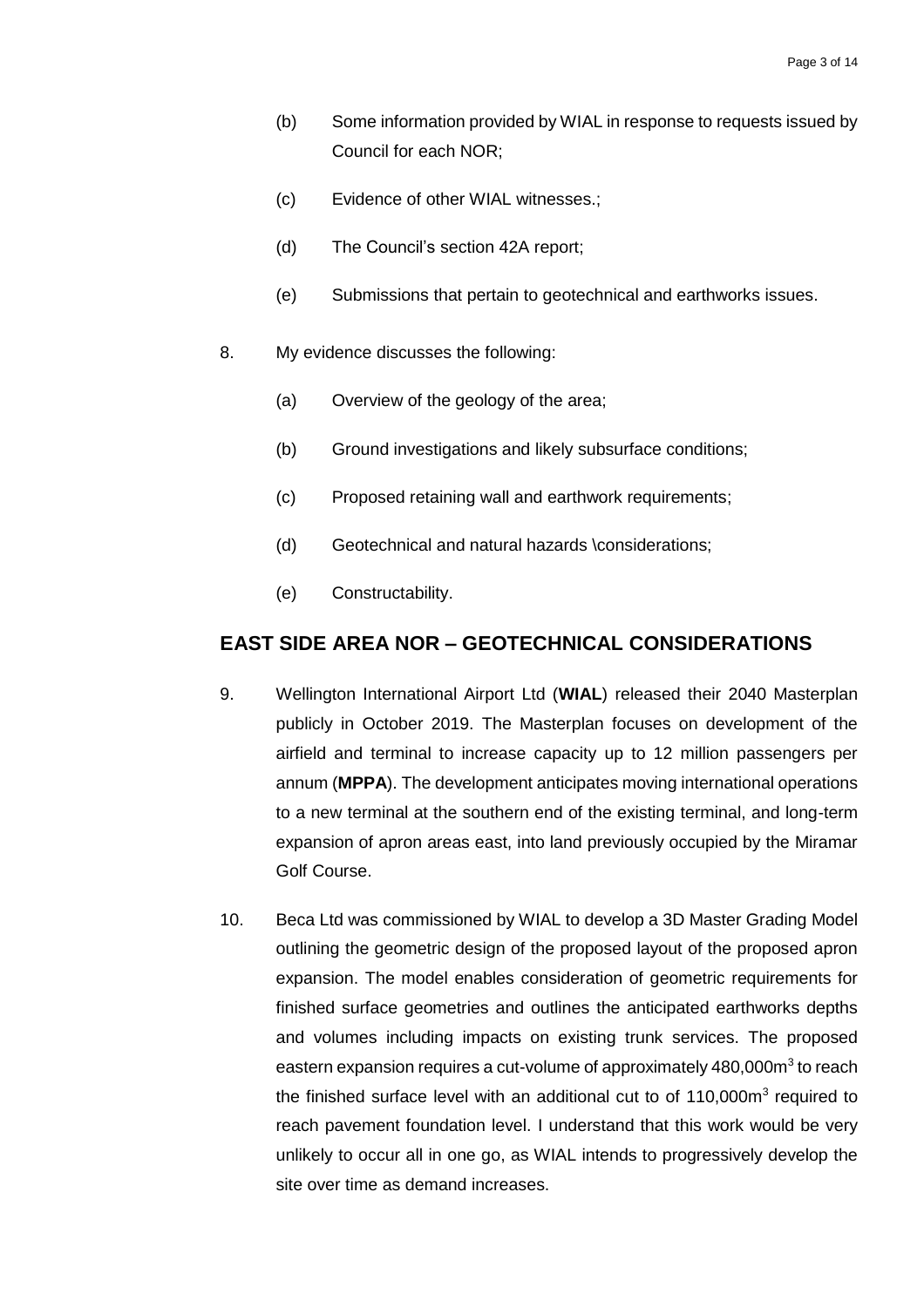(b) Some information provided by WIAL in response to requests issued by Council for each NOR;

(c) Evidence of other WIAL witnesses.;

(d) The Council's section 42A report;

(e) Submissions that pertain to geotechnical and earthworks issues.

8. My evidence discusses the following:

   (a) Overview of the geology of the area;

   (b) Ground investigations and likely subsurface conditions;

   (c) Proposed retaining wall and earthwork requirements;

   (d) Geotechnical and natural hazards \considerations;

   (e) Constructability.

## EAST SIDE AREA NOR – GEOTECHNICAL CONSIDERATIONS

9. Wellington International Airport Ltd (**WIAL**) released their 2040 Masterplan publicly in October 2019. The Masterplan focuses on development of the airfield and terminal to increase capacity up to 12 million passengers per annum (**MPPA**). The development anticipates moving international operations to a new terminal at the southern end of the existing terminal, and long-term expansion of apron areas east, into land previously occupied by the Miramar Golf Course.

10. Beca Ltd was commissioned by WIAL to develop a 3D Master Grading Model outlining the geometric design of the proposed layout of the proposed apron expansion. The model enables consideration of geometric requirements for finished surface geometries and outlines the anticipated earthworks depths and volumes including impacts on existing trunk services. The proposed eastern expansion requires a cut-volume of approximately 480,000m$^3$ to reach the finished surface level with an additional cut to of 110,000m$^3$ required to reach pavement foundation level. I understand that this work would be very unlikely to occur all in one go, as WIAL intends to progressively develop the site over time as demand increases.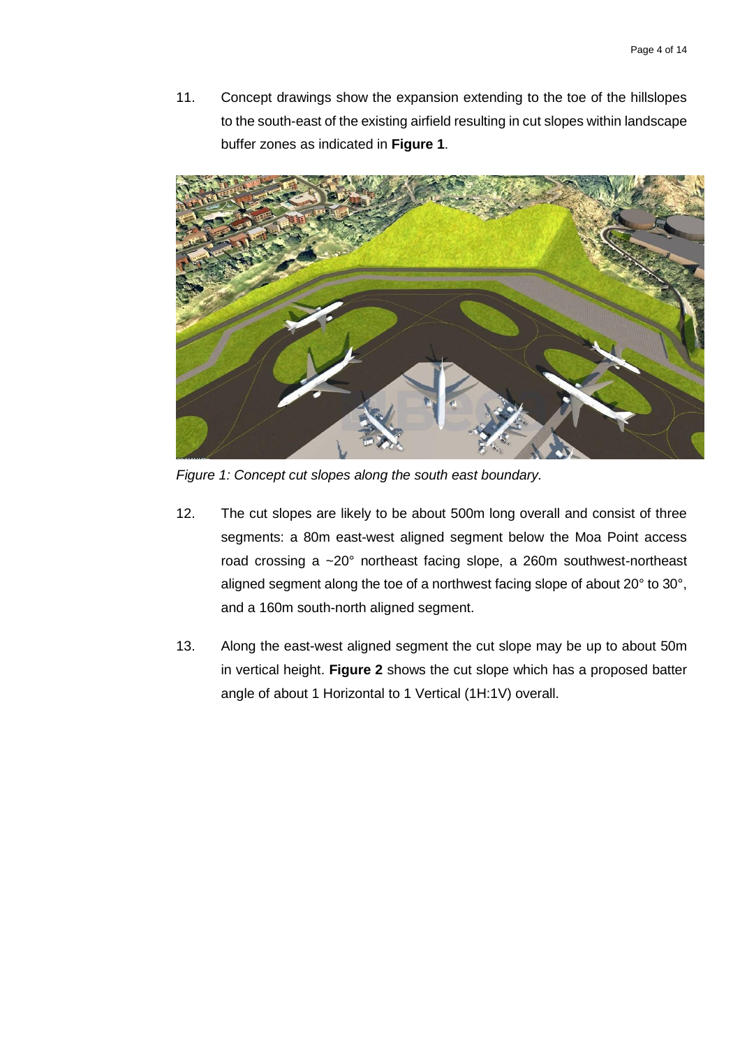11. Concept drawings show the expansion extending to the toe of the hillslopes to the south-east of the existing airfield resulting in cut slopes within landscape buffer zones as indicated in **Figure 1**.

*Figure 1: Concept cut slopes along the south east boundary.*

12. The cut slopes are likely to be about 500m long overall and consist of three segments: a 80m east-west aligned segment below the Moa Point access road crossing a ~20° northeast facing slope, a 260m southwest-northeast aligned segment along the toe of a northwest facing slope of about 20° to 30°, and a 160m south-north aligned segment.

13. Along the east-west aligned segment the cut slope may be up to about 50m in vertical height. **Figure 2** shows the cut slope which has a proposed batter angle of about 1 Horizontal to 1 Vertical (1H:1V) overall.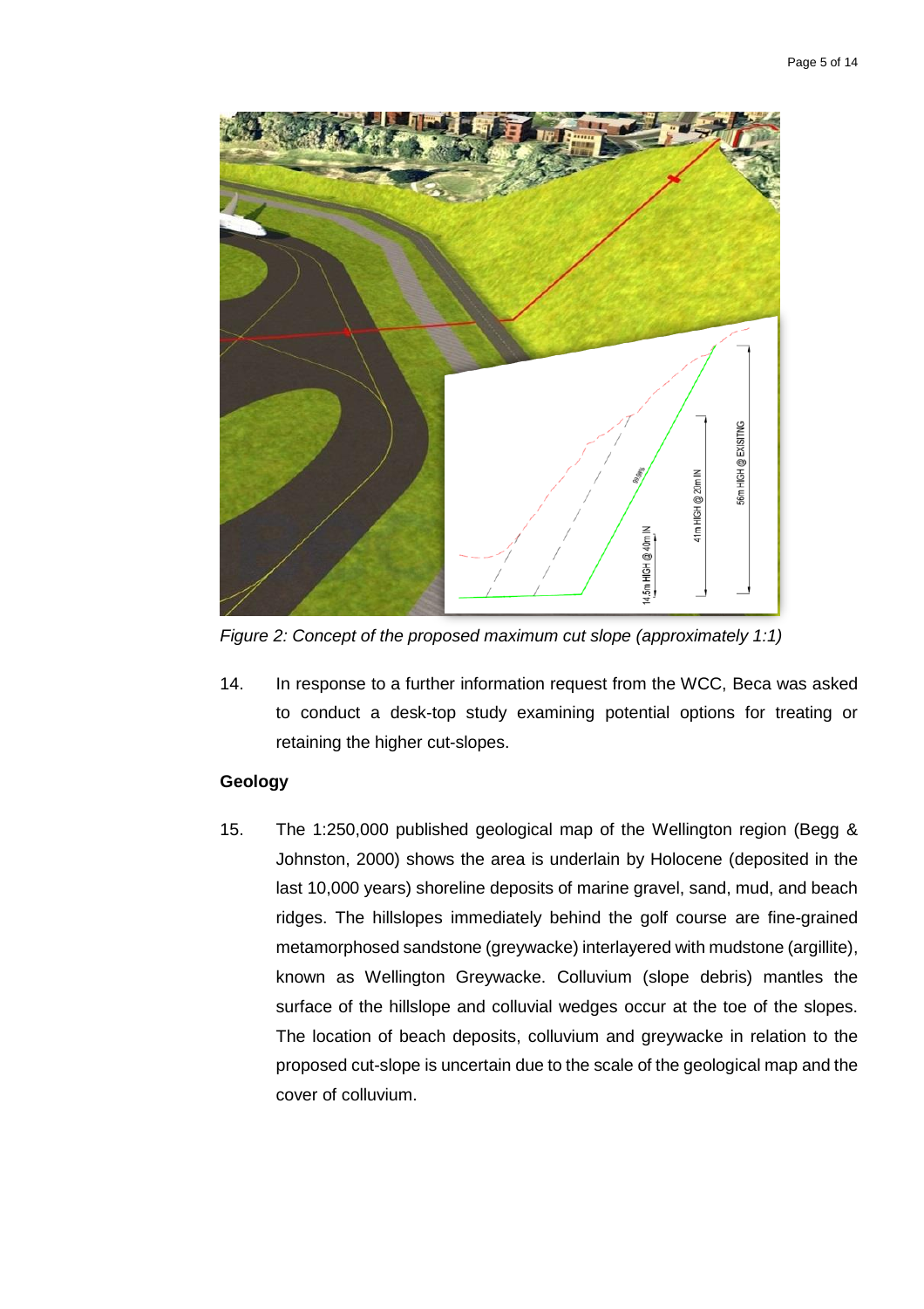*Figure 2: Concept of the proposed maximum cut slope (approximately 1:1)*

14. In response to a further information request from the WCC, Beca was asked to conduct a desk-top study examining potential options for treating or retaining the higher cut-slopes.

**Geology**

15. The 1:250,000 published geological map of the Wellington region (Begg & Johnston, 2000) shows the area is underlain by Holocene (deposited in the last 10,000 years) shoreline deposits of marine gravel, sand, mud, and beach ridges. The hillslopes immediately behind the golf course are fine-grained metamorphosed sandstone (greywacke) interlayered with mudstone (argillite), known as Wellington Greywacke. Colluvium (slope debris) mantles the surface of the hillslope and colluvial wedges occur at the toe of the slopes. The location of beach deposits, colluvium and greywacke in relation to the proposed cut-slope is uncertain due to the scale of the geological map and the cover of colluvium.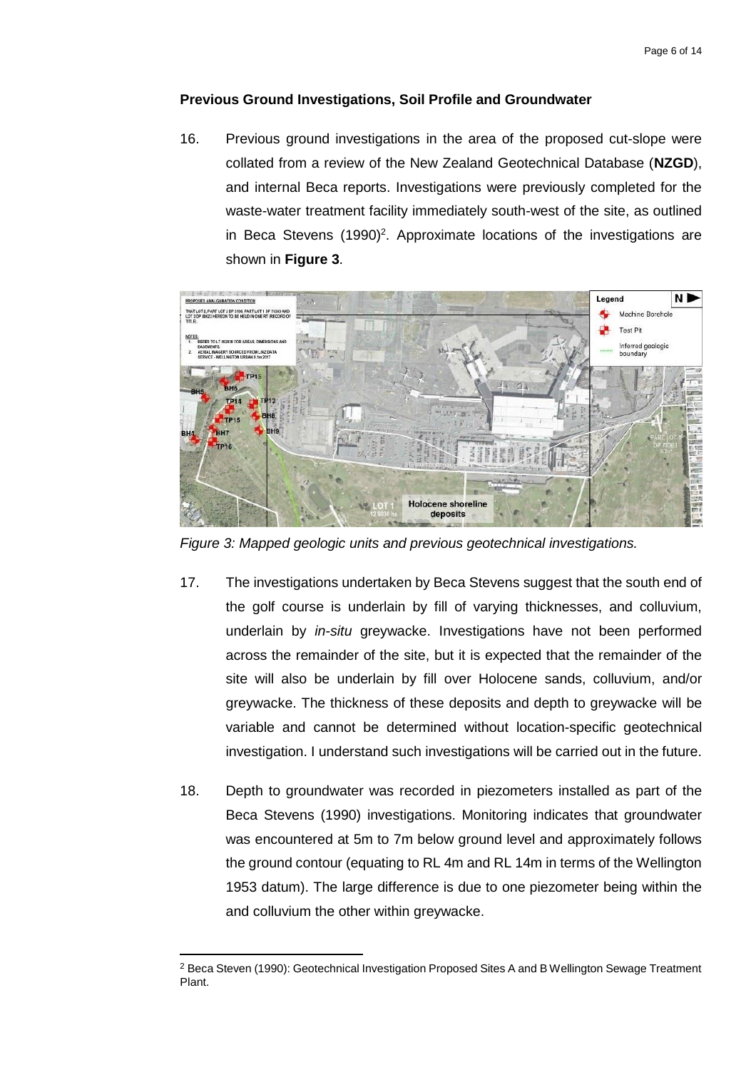**Previous Ground Investigations, Soil Profile and Groundwater**

16. Previous ground investigations in the area of the proposed cut-slope were collated from a review of the New Zealand Geotechnical Database (**NZGD**), and internal Beca reports. Investigations were previously completed for the waste-water treatment facility immediately south-west of the site, as outlined in Beca Stevens (1990)[2]. Approximate locations of the investigations are shown in **Figure 3**.

*Figure 3: Mapped geologic units and previous geotechnical investigations.*

17. The investigations undertaken by Beca Stevens suggest that the south end of the golf course is underlain by fill of varying thicknesses, and colluvium, underlain by *in-situ* greywacke. Investigations have not been performed across the remainder of the site, but it is expected that the remainder of the site will also be underlain by fill over Holocene sands, colluvium, and/or greywacke. The thickness of these deposits and depth to greywacke will be variable and cannot be determined without location-specific geotechnical investigation. I understand such investigations will be carried out in the future.

18. Depth to groundwater was recorded in piezometers installed as part of the Beca Stevens (1990) investigations. Monitoring indicates that groundwater was encountered at 5m to 7m below ground level and approximately follows the ground contour (equating to RL 4m and RL 14m in terms of the Wellington 1953 datum). The large difference is due to one piezometer being within the and colluvium the other within greywacke.

---

[2] Beca Steven (1990): Geotechnical Investigation Proposed Sites A and B Wellington Sewage Treatment Plant.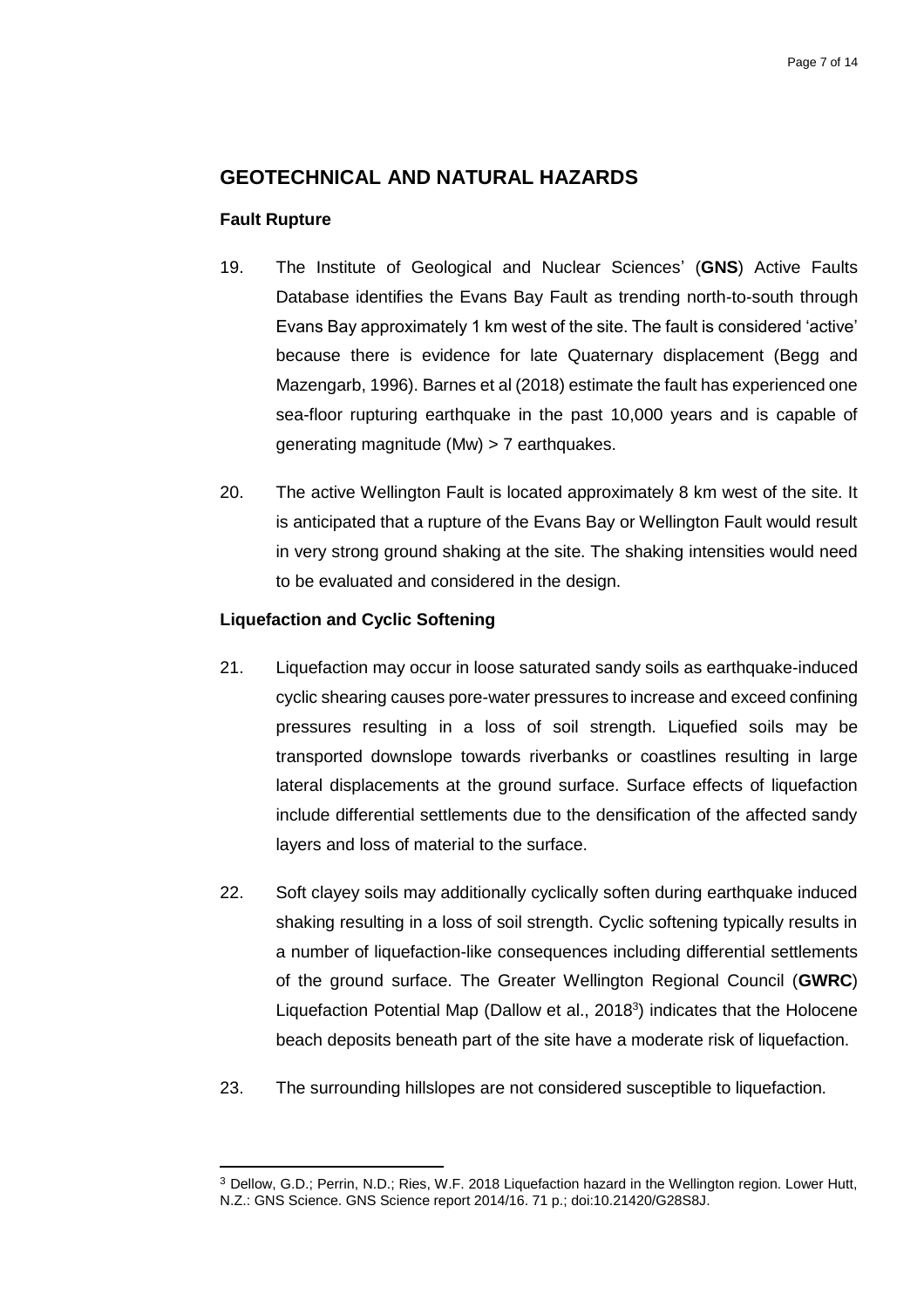## GEOTECHNICAL AND NATURAL HAZARDS

### Fault Rupture

19. The Institute of Geological and Nuclear Sciences' (**GNS**) Active Faults Database identifies the Evans Bay Fault as trending north-to-south through Evans Bay approximately 1 km west of the site. The fault is considered 'active' because there is evidence for late Quaternary displacement (Begg and Mazengarb, 1996). Barnes et al (2018) estimate the fault has experienced one sea-floor rupturing earthquake in the past 10,000 years and is capable of generating magnitude (Mw) > 7 earthquakes.

20. The active Wellington Fault is located approximately 8 km west of the site. It is anticipated that a rupture of the Evans Bay or Wellington Fault would result in very strong ground shaking at the site. The shaking intensities would need to be evaluated and considered in the design.

### Liquefaction and Cyclic Softening

21. Liquefaction may occur in loose saturated sandy soils as earthquake-induced cyclic shearing causes pore-water pressures to increase and exceed confining pressures resulting in a loss of soil strength. Liquefied soils may be transported downslope towards riverbanks or coastlines resulting in large lateral displacements at the ground surface. Surface effects of liquefaction include differential settlements due to the densification of the affected sandy layers and loss of material to the surface.

22. Soft clayey soils may additionally cyclically soften during earthquake induced shaking resulting in a loss of soil strength. Cyclic softening typically results in a number of liquefaction-like consequences including differential settlements of the ground surface. The Greater Wellington Regional Council (**GWRC**) Liquefaction Potential Map (Dallow et al., 2018[3]) indicates that the Holocene beach deposits beneath part of the site have a moderate risk of liquefaction.

23. The surrounding hillslopes are not considered susceptible to liquefaction.

---

[3] Dellow, G.D.; Perrin, N.D.; Ries, W.F. 2018 Liquefaction hazard in the Wellington region. Lower Hutt, N.Z.: GNS Science. GNS Science report 2014/16. 71 p.; doi:10.21420/G28S8J.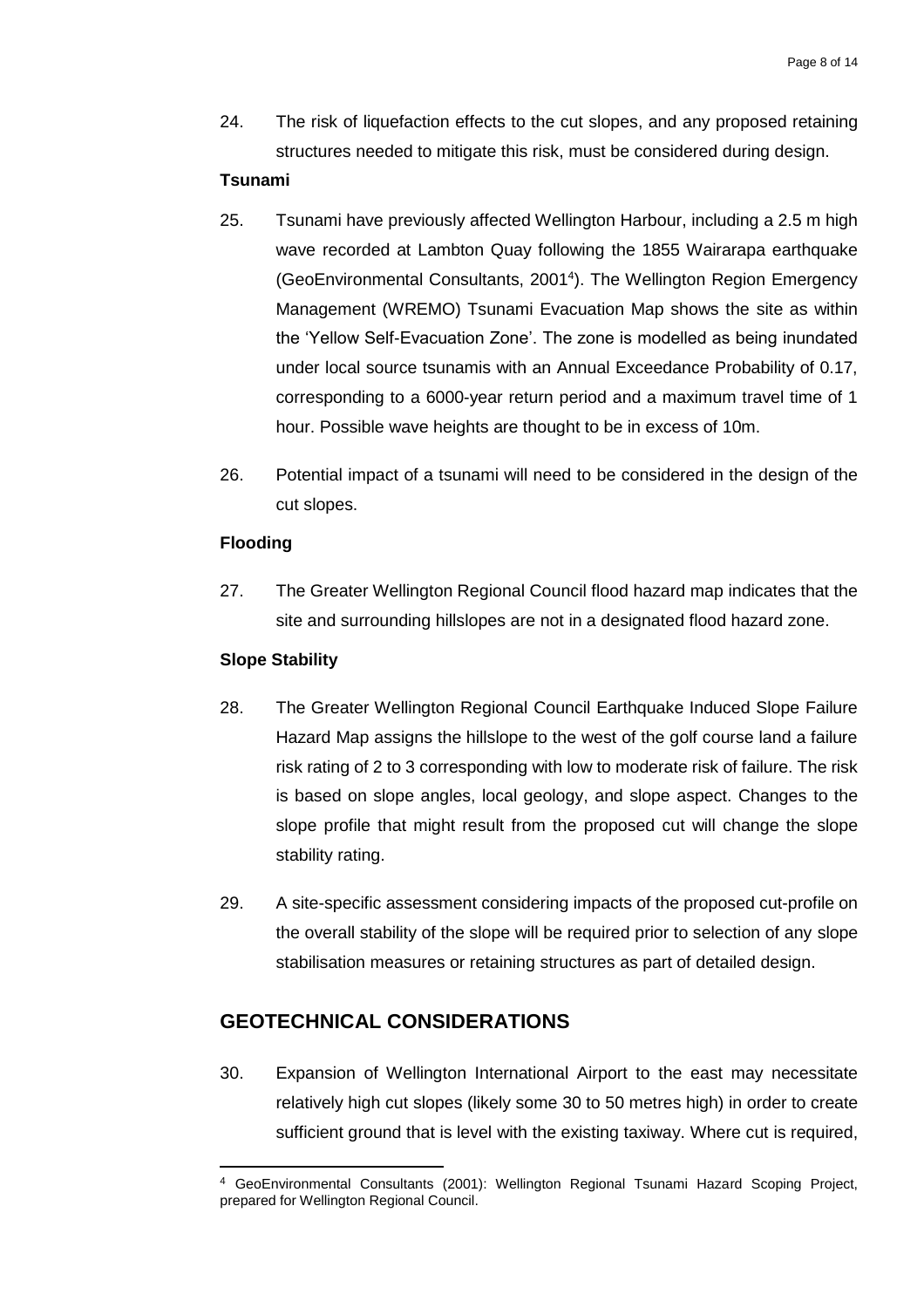24. The risk of liquefaction effects to the cut slopes, and any proposed retaining structures needed to mitigate this risk, must be considered during design.

**Tsunami**

25. Tsunami have previously affected Wellington Harbour, including a 2.5 m high wave recorded at Lambton Quay following the 1855 Wairarapa earthquake (GeoEnvironmental Consultants, 2001[4]). The Wellington Region Emergency Management (WREMO) Tsunami Evacuation Map shows the site as within the 'Yellow Self-Evacuation Zone'. The zone is modelled as being inundated under local source tsunamis with an Annual Exceedance Probability of 0.17, corresponding to a 6000-year return period and a maximum travel time of 1 hour. Possible wave heights are thought to be in excess of 10m.

26. Potential impact of a tsunami will need to be considered in the design of the cut slopes.

**Flooding**

27. The Greater Wellington Regional Council flood hazard map indicates that the site and surrounding hillslopes are not in a designated flood hazard zone.

**Slope Stability**

28. The Greater Wellington Regional Council Earthquake Induced Slope Failure Hazard Map assigns the hillslope to the west of the golf course land a failure risk rating of 2 to 3 corresponding with low to moderate risk of failure. The risk is based on slope angles, local geology, and slope aspect. Changes to the slope profile that might result from the proposed cut will change the slope stability rating.

29. A site-specific assessment considering impacts of the proposed cut-profile on the overall stability of the slope will be required prior to selection of any slope stabilisation measures or retaining structures as part of detailed design.

## GEOTECHNICAL CONSIDERATIONS

30. Expansion of Wellington International Airport to the east may necessitate relatively high cut slopes (likely some 30 to 50 metres high) in order to create sufficient ground that is level with the existing taxiway. Where cut is required,

[4] GeoEnvironmental Consultants (2001): Wellington Regional Tsunami Hazard Scoping Project, prepared for Wellington Regional Council.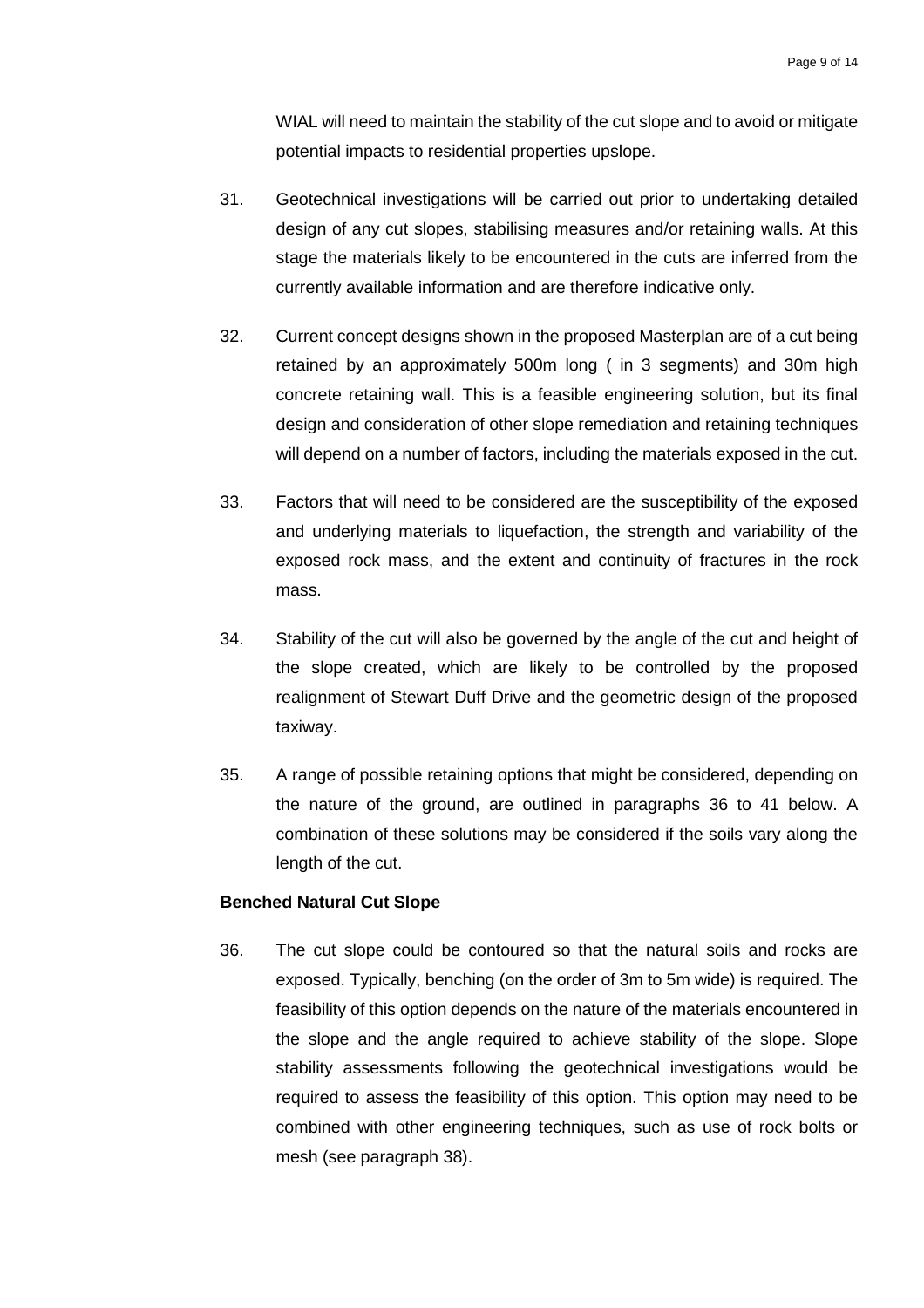WIAL will need to maintain the stability of the cut slope and to avoid or mitigate potential impacts to residential properties upslope.

31. Geotechnical investigations will be carried out prior to undertaking detailed design of any cut slopes, stabilising measures and/or retaining walls. At this stage the materials likely to be encountered in the cuts are inferred from the currently available information and are therefore indicative only.

32. Current concept designs shown in the proposed Masterplan are of a cut being retained by an approximately 500m long ( in 3 segments) and 30m high concrete retaining wall. This is a feasible engineering solution, but its final design and consideration of other slope remediation and retaining techniques will depend on a number of factors, including the materials exposed in the cut.

33. Factors that will need to be considered are the susceptibility of the exposed and underlying materials to liquefaction, the strength and variability of the exposed rock mass, and the extent and continuity of fractures in the rock mass.

34. Stability of the cut will also be governed by the angle of the cut and height of the slope created, which are likely to be controlled by the proposed realignment of Stewart Duff Drive and the geometric design of the proposed taxiway.

35. A range of possible retaining options that might be considered, depending on the nature of the ground, are outlined in paragraphs 36 to 41 below. A combination of these solutions may be considered if the soils vary along the length of the cut.

**Benched Natural Cut Slope**

36. The cut slope could be contoured so that the natural soils and rocks are exposed. Typically, benching (on the order of 3m to 5m wide) is required. The feasibility of this option depends on the nature of the materials encountered in the slope and the angle required to achieve stability of the slope. Slope stability assessments following the geotechnical investigations would be required to assess the feasibility of this option. This option may need to be combined with other engineering techniques, such as use of rock bolts or mesh (see paragraph 38).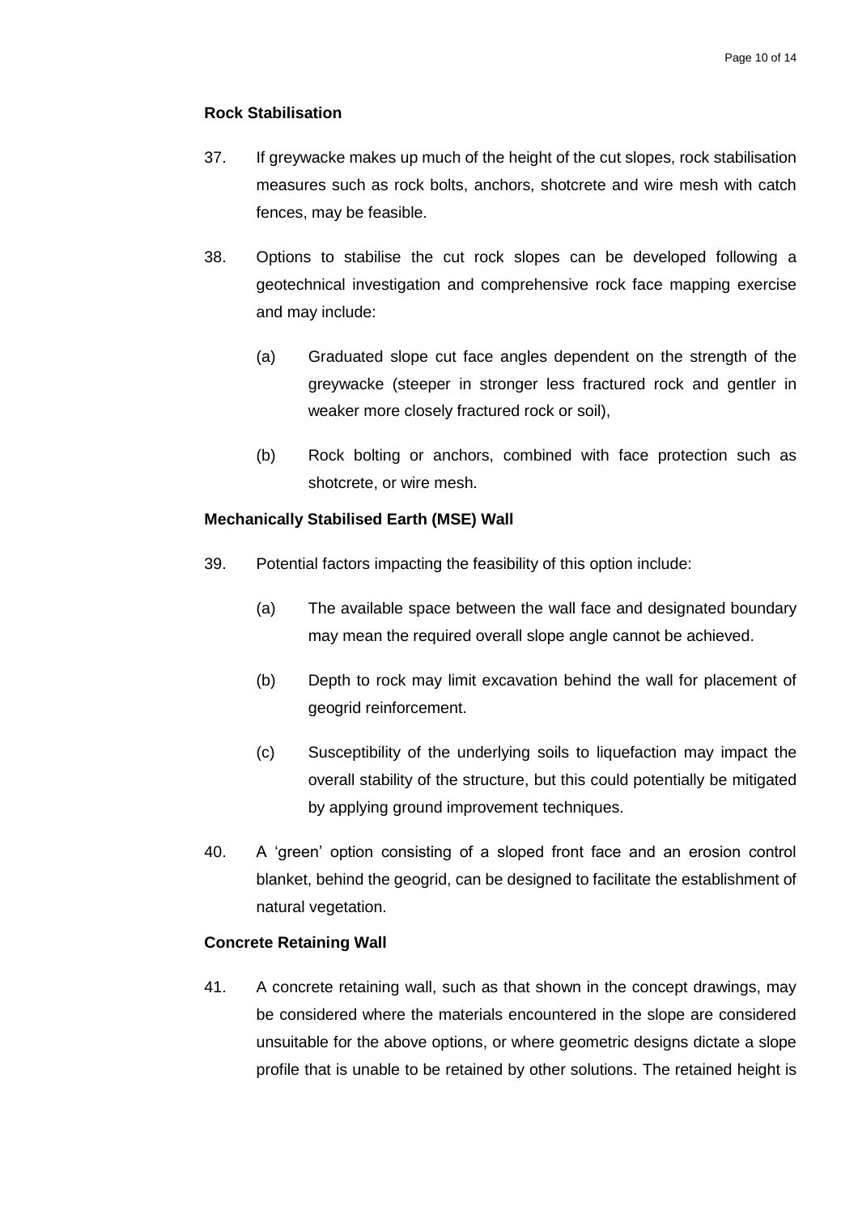**Rock Stabilisation**

37. If greywacke makes up much of the height of the cut slopes, rock stabilisation measures such as rock bolts, anchors, shotcrete and wire mesh with catch fences, may be feasible.

38. Options to stabilise the cut rock slopes can be developed following a geotechnical investigation and comprehensive rock face mapping exercise and may include:

    (a) Graduated slope cut face angles dependent on the strength of the greywacke (steeper in stronger less fractured rock and gentler in weaker more closely fractured rock or soil),

    (b) Rock bolting or anchors, combined with face protection such as shotcrete, or wire mesh.

**Mechanically Stabilised Earth (MSE) Wall**

39. Potential factors impacting the feasibility of this option include:

    (a) The available space between the wall face and designated boundary may mean the required overall slope angle cannot be achieved.

    (b) Depth to rock may limit excavation behind the wall for placement of geogrid reinforcement.

    (c) Susceptibility of the underlying soils to liquefaction may impact the overall stability of the structure, but this could potentially be mitigated by applying ground improvement techniques.

40. A 'green' option consisting of a sloped front face and an erosion control blanket, behind the geogrid, can be designed to facilitate the establishment of natural vegetation.

**Concrete Retaining Wall**

41. A concrete retaining wall, such as that shown in the concept drawings, may be considered where the materials encountered in the slope are considered unsuitable for the above options, or where geometric designs dictate a slope profile that is unable to be retained by other solutions. The retained height is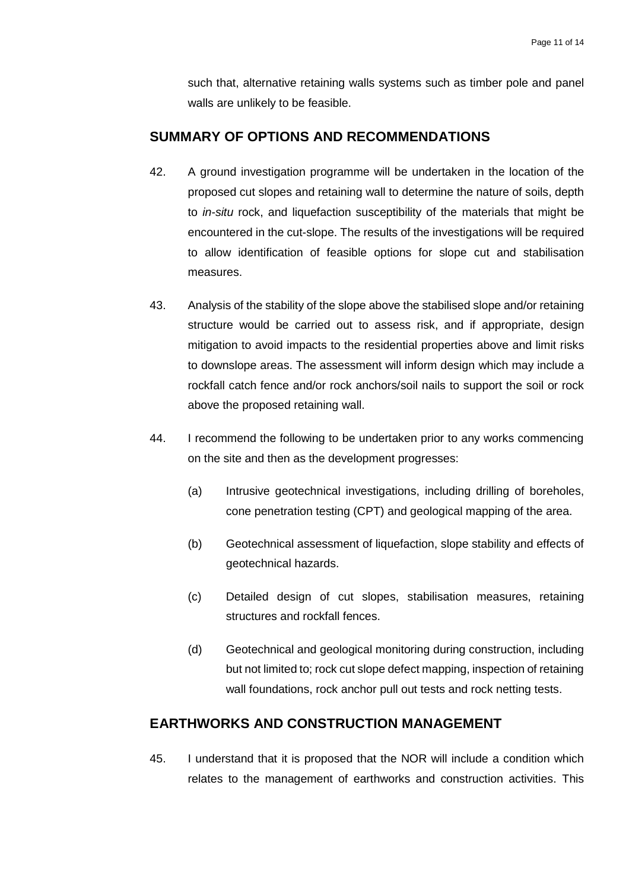such that, alternative retaining walls systems such as timber pole and panel walls are unlikely to be feasible.

## SUMMARY OF OPTIONS AND RECOMMENDATIONS

42. A ground investigation programme will be undertaken in the location of the proposed cut slopes and retaining wall to determine the nature of soils, depth to *in-situ* rock, and liquefaction susceptibility of the materials that might be encountered in the cut-slope. The results of the investigations will be required to allow identification of feasible options for slope cut and stabilisation measures.

43. Analysis of the stability of the slope above the stabilised slope and/or retaining structure would be carried out to assess risk, and if appropriate, design mitigation to avoid impacts to the residential properties above and limit risks to downslope areas. The assessment will inform design which may include a rockfall catch fence and/or rock anchors/soil nails to support the soil or rock above the proposed retaining wall.

44. I recommend the following to be undertaken prior to any works commencing on the site and then as the development progresses:

    (a) Intrusive geotechnical investigations, including drilling of boreholes, cone penetration testing (CPT) and geological mapping of the area.

    (b) Geotechnical assessment of liquefaction, slope stability and effects of geotechnical hazards.

    (c) Detailed design of cut slopes, stabilisation measures, retaining structures and rockfall fences.

    (d) Geotechnical and geological monitoring during construction, including but not limited to; rock cut slope defect mapping, inspection of retaining wall foundations, rock anchor pull out tests and rock netting tests.

## EARTHWORKS AND CONSTRUCTION MANAGEMENT

45. I understand that it is proposed that the NOR will include a condition which relates to the management of earthworks and construction activities. This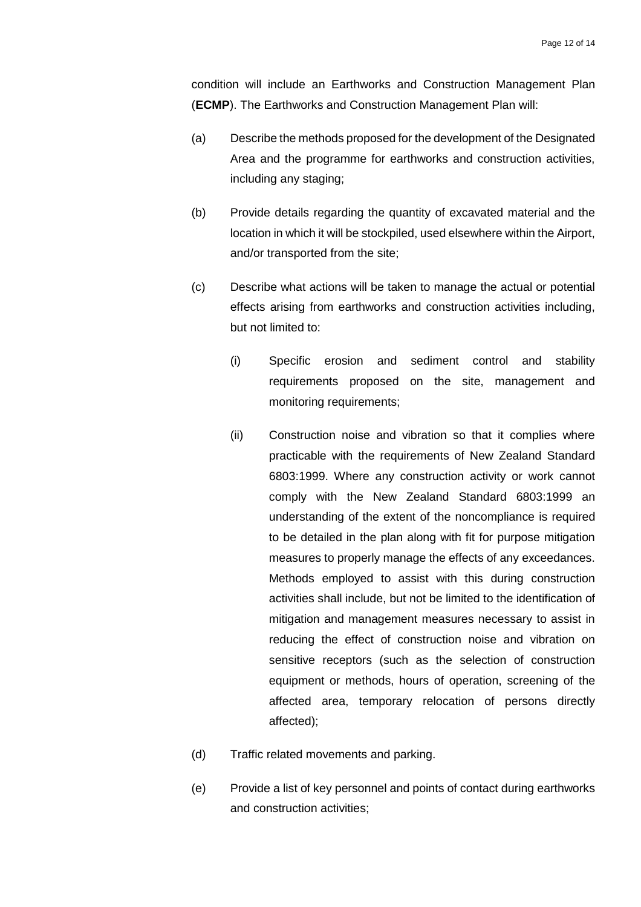condition will include an Earthworks and Construction Management Plan (**ECMP**). The Earthworks and Construction Management Plan will:

(a) Describe the methods proposed for the development of the Designated Area and the programme for earthworks and construction activities, including any staging;

(b) Provide details regarding the quantity of excavated material and the location in which it will be stockpiled, used elsewhere within the Airport, and/or transported from the site;

(c) Describe what actions will be taken to manage the actual or potential effects arising from earthworks and construction activities including, but not limited to:

   (i) Specific erosion and sediment control and stability requirements proposed on the site, management and monitoring requirements;

   (ii) Construction noise and vibration so that it complies where practicable with the requirements of New Zealand Standard 6803:1999. Where any construction activity or work cannot comply with the New Zealand Standard 6803:1999 an understanding of the extent of the noncompliance is required to be detailed in the plan along with fit for purpose mitigation measures to properly manage the effects of any exceedances. Methods employed to assist with this during construction activities shall include, but not be limited to the identification of mitigation and management measures necessary to assist in reducing the effect of construction noise and vibration on sensitive receptors (such as the selection of construction equipment or methods, hours of operation, screening of the affected area, temporary relocation of persons directly affected);

(d) Traffic related movements and parking.

(e) Provide a list of key personnel and points of contact during earthworks and construction activities;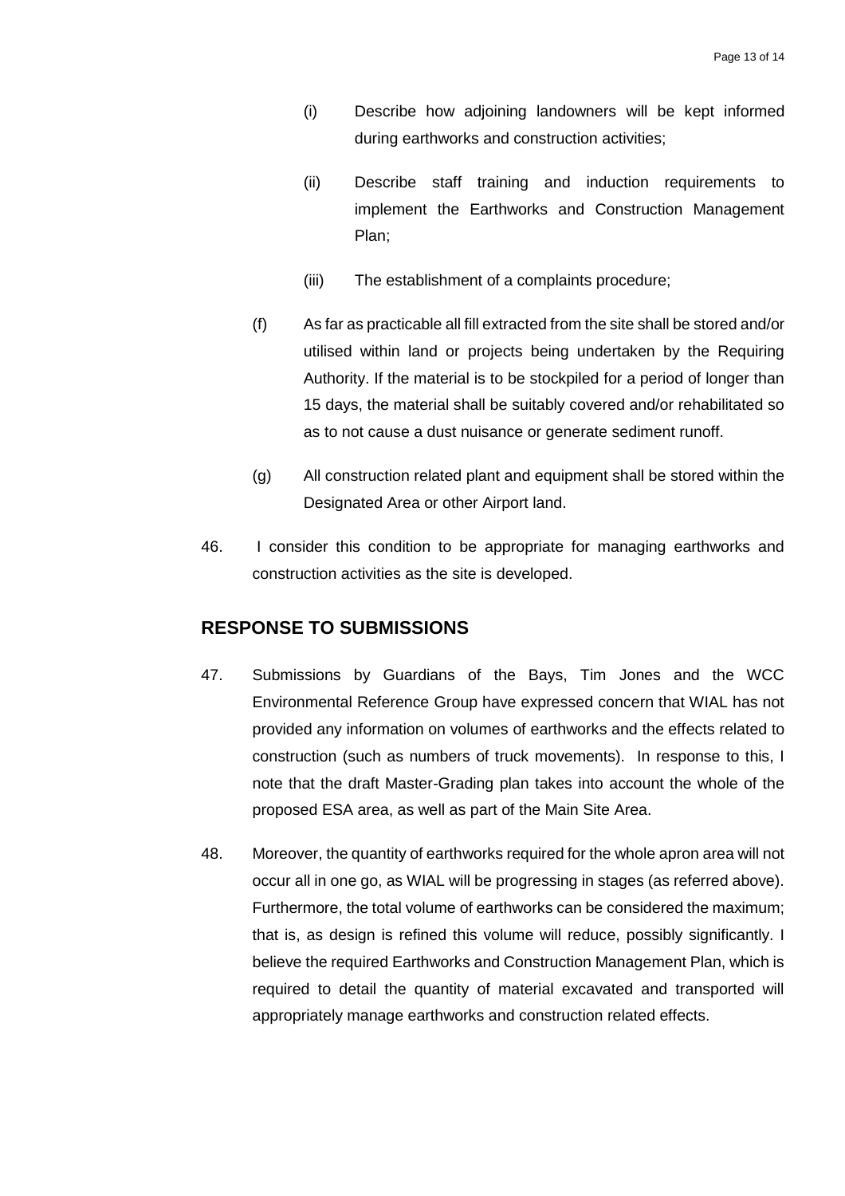(i) Describe how adjoining landowners will be kept informed during earthworks and construction activities;

(ii) Describe staff training and induction requirements to implement the Earthworks and Construction Management Plan;

(iii) The establishment of a complaints procedure;

(f) As far as practicable all fill extracted from the site shall be stored and/or utilised within land or projects being undertaken by the Requiring Authority. If the material is to be stockpiled for a period of longer than 15 days, the material shall be suitably covered and/or rehabilitated so as to not cause a dust nuisance or generate sediment runoff.

(g) All construction related plant and equipment shall be stored within the Designated Area or other Airport land.

46. I consider this condition to be appropriate for managing earthworks and construction activities as the site is developed.

## RESPONSE TO SUBMISSIONS

47. Submissions by Guardians of the Bays, Tim Jones and the WCC Environmental Reference Group have expressed concern that WIAL has not provided any information on volumes of earthworks and the effects related to construction (such as numbers of truck movements). In response to this, I note that the draft Master-Grading plan takes into account the whole of the proposed ESA area, as well as part of the Main Site Area.

48. Moreover, the quantity of earthworks required for the whole apron area will not occur all in one go, as WIAL will be progressing in stages (as referred above). Furthermore, the total volume of earthworks can be considered the maximum; that is, as design is refined this volume will reduce, possibly significantly. I believe the required Earthworks and Construction Management Plan, which is required to detail the quantity of material excavated and transported will appropriately manage earthworks and construction related effects.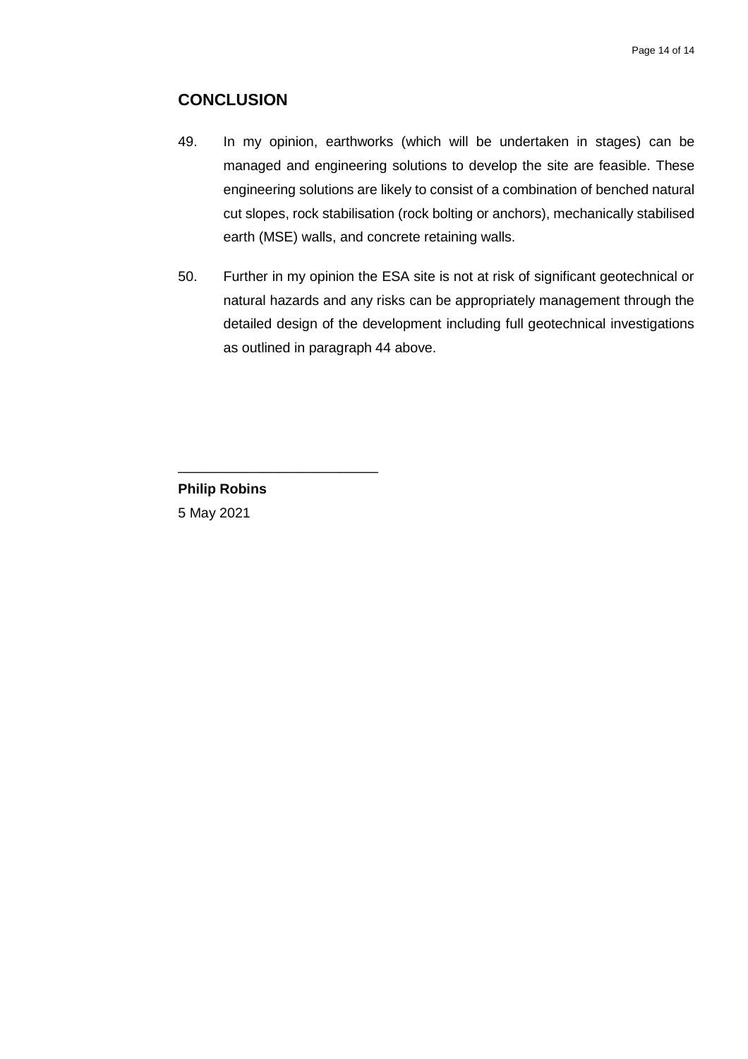## CONCLUSION

49. In my opinion, earthworks (which will be undertaken in stages) can be managed and engineering solutions to develop the site are feasible. These engineering solutions are likely to consist of a combination of benched natural cut slopes, rock stabilisation (rock bolting or anchors), mechanically stabilised earth (MSE) walls, and concrete retaining walls.

50. Further in my opinion the ESA site is not at risk of significant geotechnical or natural hazards and any risks can be appropriately management through the detailed design of the development including full geotechnical investigations as outlined in paragraph 44 above.

\_\_\_\_\_\_\_\_\_\_\_\_\_\_\_\_\_\_\_\_\_\_\_\_\_\_

**Philip Robins**

5 May 2021